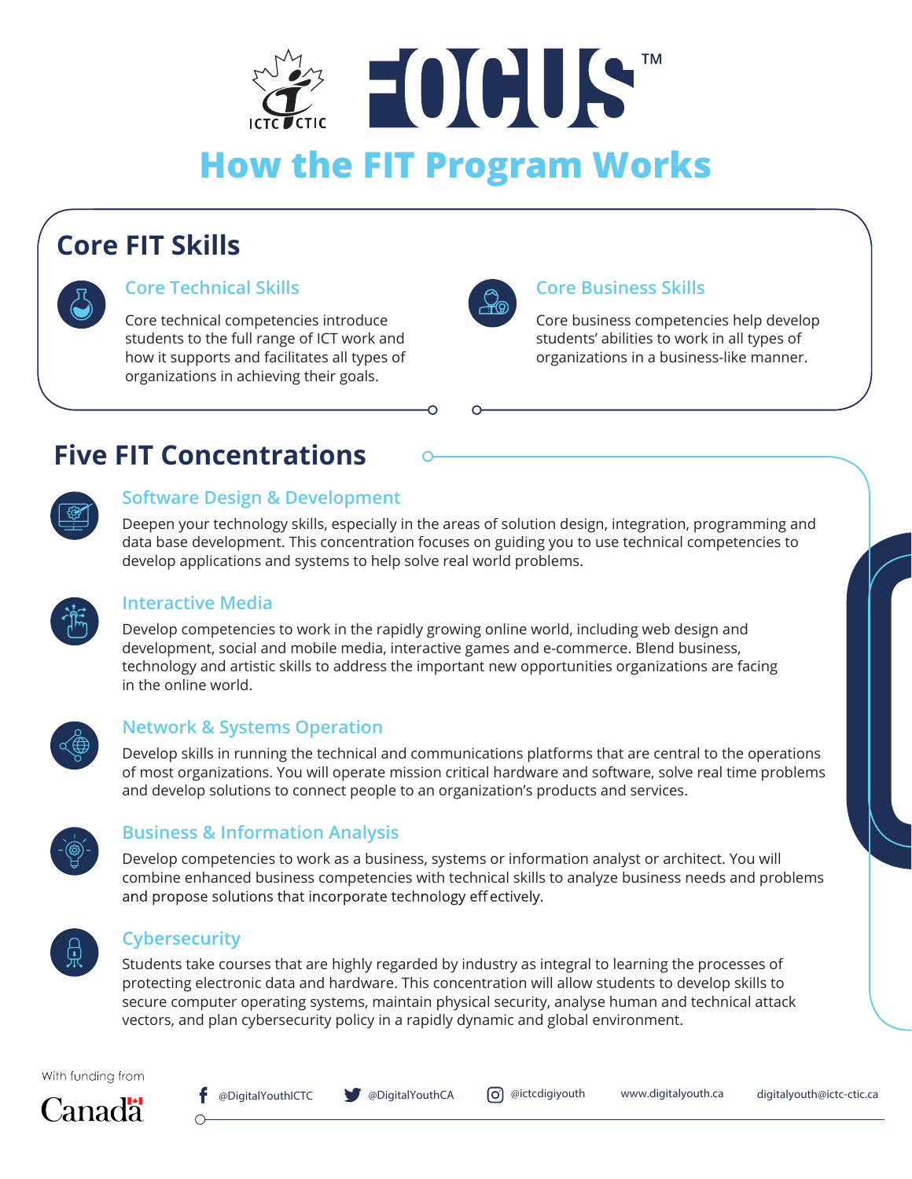# FOCUS™

## How the FIT Program Works

## Core FIT Skills

### Core Technical Skills

Core technical competencies introduce students to the full range of ICT work and how it supports and facilitates all types of organizations in achieving their goals.

### Core Business Skills

Core business competencies help develop students' abilities to work in all types of organizations in a business-like manner.

## Five FIT Concentrations

### Software Design & Development

Deepen your technology skills, especially in the areas of solution design, integration, programming and data base development. This concentration focuses on guiding you to use technical competencies to develop applications and systems to help solve real world problems.

### Interactive Media

Develop competencies to work in the rapidly growing online world, including web design and development, social and mobile media, interactive games and e-commerce. Blend business, technology and artistic skills to address the important new opportunities organizations are facing in the online world.

### Network & Systems Operation

Develop skills in running the technical and communications platforms that are central to the operations of most organizations. You will operate mission critical hardware and software, solve real time problems and develop solutions to connect people to an organization's products and services.

### Business & Information Analysis

Develop competencies to work as a business, systems or information analyst or architect. You will combine enhanced business competencies with technical skills to analyze business needs and problems and propose solutions that incorporate technology effectively.

### Cybersecurity

Students take courses that are highly regarded by industry as integral to learning the processes of protecting electronic data and hardware. This concentration will allow students to develop skills to secure computer operating systems, maintain physical security, analyse human and technical attack vectors, and plan cybersecurity policy in a rapidly dynamic and global environment.

With funding from Canada

@DigitalYouthICTC @DigitalYouthCA @ictcdigiyouth www.digitalyouth.ca digitalyouth@ictc-ctic.ca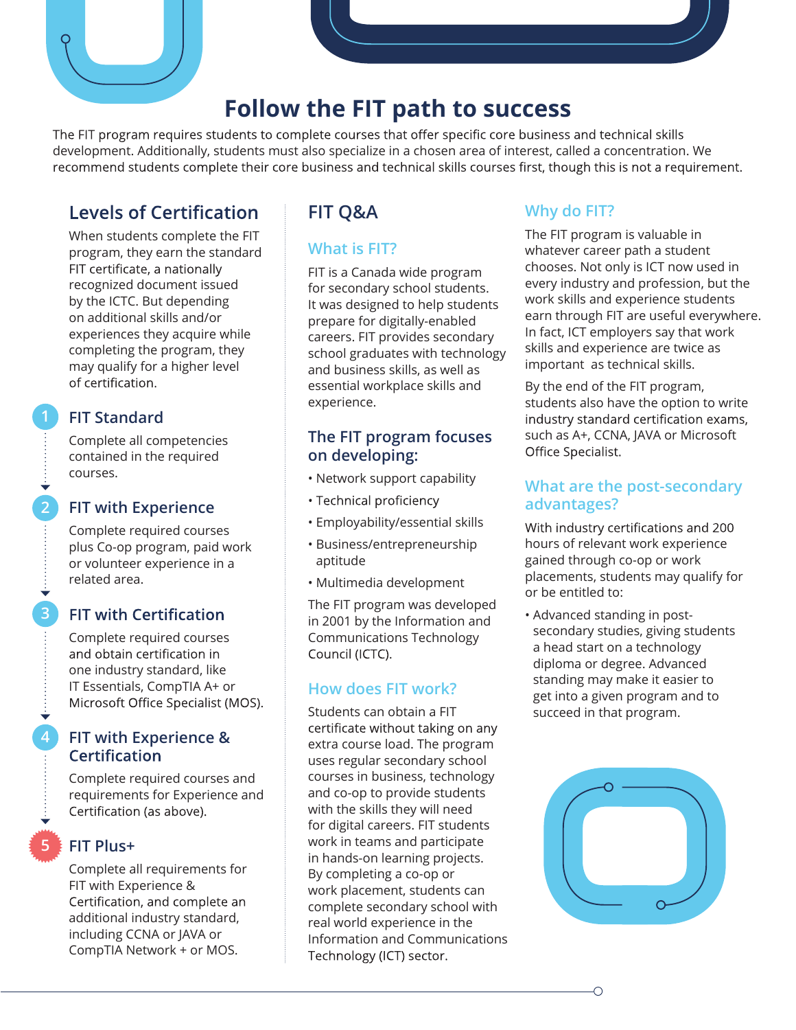# Follow the FIT path to success

The FIT program requires students to complete courses that offer specific core business and technical skills development. Additionally, students must also specialize in a chosen area of interest, called a concentration. We recommend students complete their core business and technical skills courses first, though this is not a requirement.

## Levels of Certification

When students complete the FIT program, they earn the standard FIT certificate, a nationally recognized document issued by the ICTC. But depending on additional skills and/or experiences they acquire while completing the program, they may qualify for a higher level of certification.

### 1 FIT Standard

Complete all competencies contained in the required courses.

### 2 FIT with Experience

Complete required courses plus Co-op program, paid work or volunteer experience in a related area.

### 3 FIT with Certification

Complete required courses and obtain certification in one industry standard, like IT Essentials, CompTIA A+ or Microsoft Office Specialist (MOS).

### 4 FIT with Experience & Certification

Complete required courses and requirements for Experience and Certification (as above).

### 5 FIT Plus+

Complete all requirements for FIT with Experience & Certification, and complete an additional industry standard, including CCNA or JAVA or CompTIA Network + or MOS.

## FIT Q&A

### What is FIT?

FIT is a Canada wide program for secondary school students. It was designed to help students prepare for digitally-enabled careers. FIT provides secondary school graduates with technology and business skills, as well as essential workplace skills and experience.

### The FIT program focuses on developing:

- Network support capability
- Technical proficiency
- Employability/essential skills
- Business/entrepreneurship aptitude
- Multimedia development

The FIT program was developed in 2001 by the Information and Communications Technology Council (ICTC).

### How does FIT work?

Students can obtain a FIT certificate without taking on any extra course load. The program uses regular secondary school courses in business, technology and co-op to provide students with the skills they will need for digital careers. FIT students work in teams and participate in hands-on learning projects. By completing a co-op or work placement, students can complete secondary school with real world experience in the Information and Communications Technology (ICT) sector.

### Why do FIT?

The FIT program is valuable in whatever career path a student chooses. Not only is ICT now used in every industry and profession, but the work skills and experience students earn through FIT are useful everywhere. In fact, ICT employers say that work skills and experience are twice as important as technical skills.

By the end of the FIT program, students also have the option to write industry standard certification exams, such as A+, CCNA, JAVA or Microsoft Office Specialist.

### What are the post-secondary advantages?

With industry certifications and 200 hours of relevant work experience gained through co-op or work placements, students may qualify for or be entitled to:

- Advanced standing in post-secondary studies, giving students a head start on a technology diploma or degree. Advanced standing may make it easier to get into a given program and to succeed in that program.